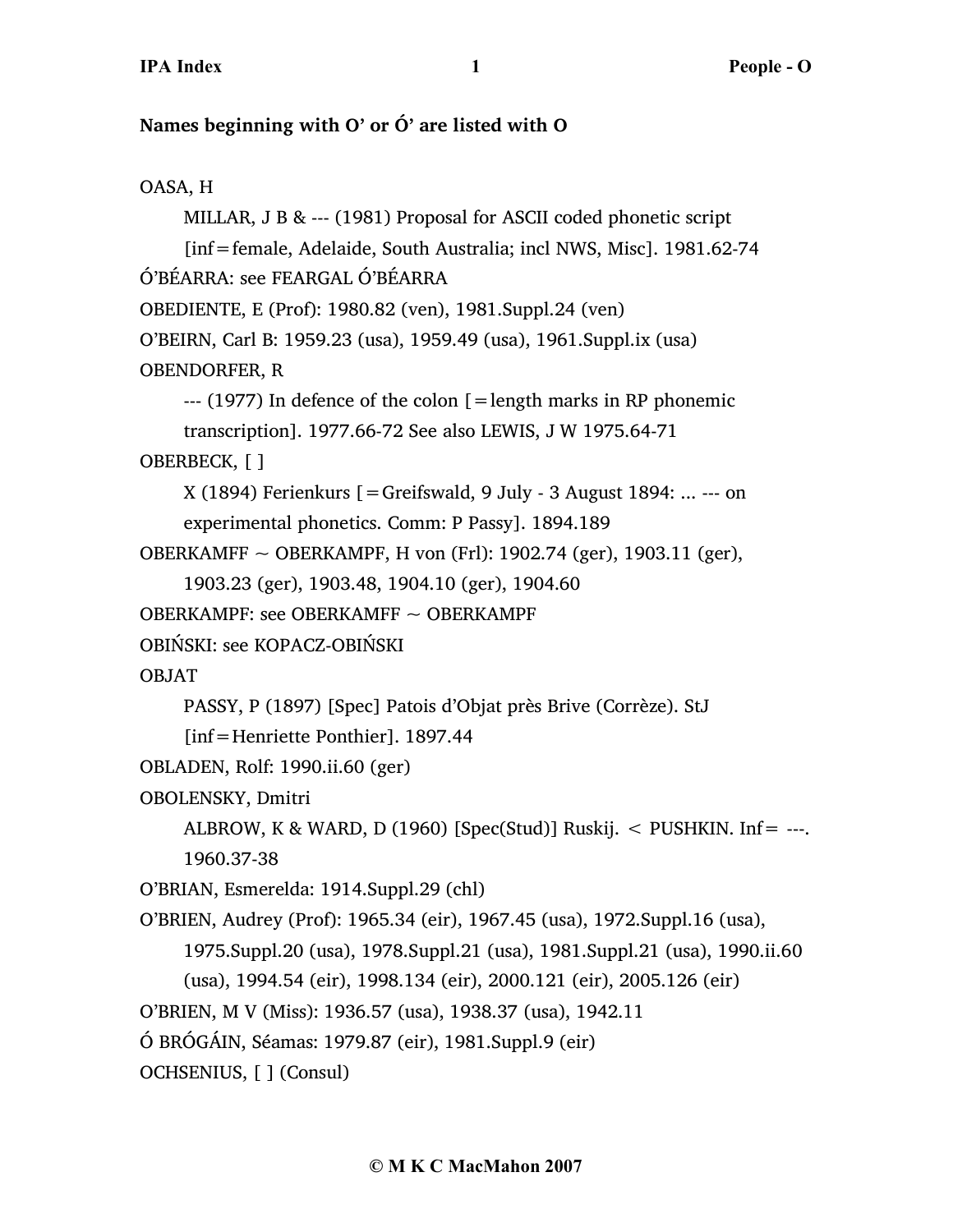**Names beginning with O' or Ó' are listed with O**

OASA, H

MILLAR, J B & --- (1981) Proposal for ASCII coded phonetic script [inf=female, Adelaide, South Australia; incl NWS, Misc]. 1981.62-74

Ó'BÉARRA: see FEARGAL Ó'BÉARRA

OBEDIENTE, E (Prof): 1980.82 (ven), 1981.Suppl.24 (ven)

O'BEIRN, Carl B: 1959.23 (usa), 1959.49 (usa), 1961.Suppl.ix (usa)

OBENDORFER, R

--- (1977) In defence of the colon [=length marks in RP phonemic transcription]. 1977.66-72 See also LEWIS, J W 1975.64-71

OBERBECK, [ ]

X (1894) Ferienkurs [=Greifswald, 9 July - 3 August 1894: ... --- on experimental phonetics. Comm: P Passy]. 1894.189

OBERKAMFF ~ OBERKAMPF, H von (Frl): 1902.74 (ger), 1903.11 (ger), 1903.23 (ger), 1903.48, 1904.10 (ger), 1904.60

OBERKAMPF: see OBERKAMFF ~ OBERKAMPF

OBIŃSKI: see KOPACZ-OBIŃSKI

OBJAT

PASSY, P (1897) [Spec] Patois d'Objat près Brive (Corrèze). StJ [inf=Henriette Ponthier]. 1897.44

OBLADEN, Rolf: 1990.ii.60 (ger)

OBOLENSKY, Dmitri

ALBROW, K & WARD, D (1960) [Spec(Stud)] Ruskij. < PUSHKIN. Inf= ---. 1960.37-38

O'BRIAN, Esmerelda: 1914.Suppl.29 (chl)

O'BRIEN, Audrey (Prof): 1965.34 (eir), 1967.45 (usa), 1972.Suppl.16 (usa), 1975.Suppl.20 (usa), 1978.Suppl.21 (usa), 1981.Suppl.21 (usa), 1990.ii.60 (usa), 1994.54 (eir), 1998.134 (eir), 2000.121 (eir), 2005.126 (eir)

O'BRIEN, M V (Miss): 1936.57 (usa), 1938.37 (usa), 1942.11

Ó BRÓGÁIN, Séamas: 1979.87 (eir), 1981.Suppl.9 (eir)

OCHSENIUS, [ ] (Consul)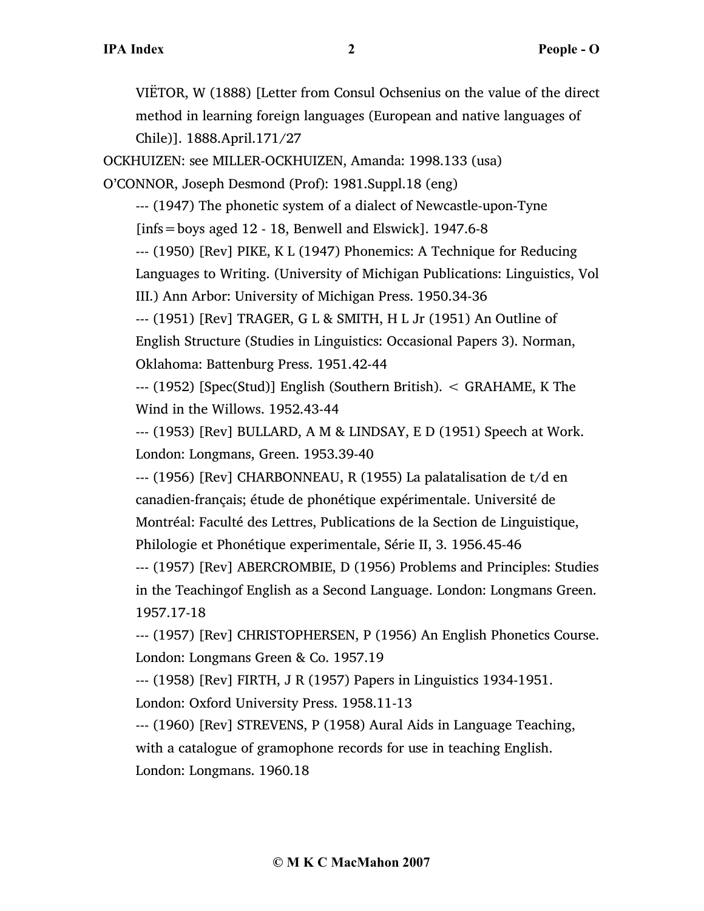VIËTOR, W (1888) [Letter from Consul Ochsenius on the value of the direct method in learning foreign languages (European and native languages of Chile)]. 1888.April.171/27

OCKHUIZEN: see MILLER-OCKHUIZEN, Amanda: 1998.133 (usa)

O'CONNOR, Joseph Desmond (Prof): 1981.Suppl.18 (eng)

--- (1947) The phonetic system of a dialect of Newcastle-upon-Tyne [infs = boys aged 12 - 18, Benwell and Elswick]. 1947.6-8

--- (1950) [Rev] PIKE, K L (1947) Phonemics: A Technique for Reducing Languages to Writing. (University of Michigan Publications: Linguistics, Vol III.) Ann Arbor: University of Michigan Press. 1950.34-36

--- (1951) [Rev] TRAGER, G L & SMITH, H L Jr (1951) An Outline of English Structure (Studies in Linguistics: Occasional Papers 3). Norman, Oklahoma: Battenburg Press. 1951.42-44

--- (1952) [Spec(Stud)] English (Southern British). < GRAHAME, K The Wind in the Willows. 1952.43-44

--- (1953) [Rev] BULLARD, A M & LINDSAY, E D (1951) Speech at Work. London: Longmans, Green. 1953.39-40

--- (1956) [Rev] CHARBONNEAU, R (1955) La palatalisation de t/d en canadien-français; étude de phonétique expérimentale. Université de Montréal: Faculté des Lettres, Publications de la Section de Linguistique, Philologie et Phonétique experimentale, Série II, 3. 1956.45-46

--- (1957) [Rev] ABERCROMBIE, D (1956) Problems and Principles: Studies in the Teachingof English as a Second Language. London: Longmans Green. 1957.17-18

--- (1957) [Rev] CHRISTOPHERSEN, P (1956) An English Phonetics Course. London: Longmans Green & Co. 1957.19

--- (1958) [Rev] FIRTH, J R (1957) Papers in Linguistics 1934-1951. London: Oxford University Press. 1958.11-13

--- (1960) [Rev] STREVENS, P (1958) Aural Aids in Language Teaching, with a catalogue of gramophone records for use in teaching English. London: Longmans. 1960.18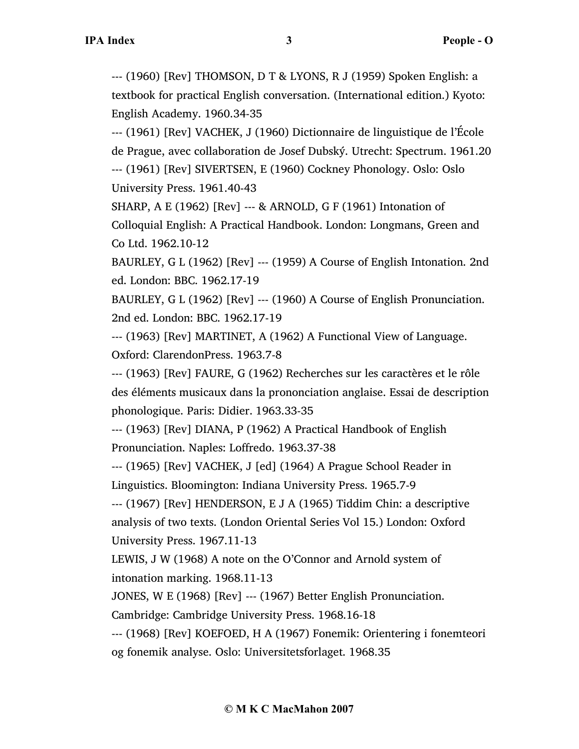--- (1960) [Rev] THOMSON, D T & LYONS, R J (1959) Spoken English: a textbook for practical English conversation. (International edition.) Kyoto: English Academy. 1960.34-35

--- (1961) [Rev] VACHEK, J (1960) Dictionnaire de linguistique de l'École de Prague, avec collaboration de Josef Dubský. Utrecht: Spectrum. 1961.20

--- (1961) [Rev] SIVERTSEN, E (1960) Cockney Phonology. Oslo: Oslo University Press. 1961.40-43

SHARP, A E (1962) [Rev] --- & ARNOLD, G F (1961) Intonation of Colloquial English: A Practical Handbook. London: Longmans, Green and Co Ltd. 1962.10-12

BAURLEY, G L (1962) [Rev] --- (1959) A Course of English Intonation. 2nd ed. London: BBC. 1962.17-19

BAURLEY, G L (1962) [Rev] --- (1960) A Course of English Pronunciation. 2nd ed. London: BBC. 1962.17-19

--- (1963) [Rev] MARTINET, A (1962) A Functional View of Language. Oxford: ClarendonPress. 1963.7-8

--- (1963) [Rev] FAURE, G (1962) Recherches sur les caractères et le rôle des éléments musicaux dans la prononciation anglaise. Essai de description phonologique. Paris: Didier. 1963.33-35

--- (1963) [Rev] DIANA, P (1962) A Practical Handbook of English Pronunciation. Naples: Loffredo. 1963.37-38

--- (1965) [Rev] VACHEK, J [ed] (1964) A Prague School Reader in Linguistics. Bloomington: Indiana University Press. 1965.7-9

--- (1967) [Rev] HENDERSON, E J A (1965) Tiddim Chin: a descriptive analysis of two texts. (London Oriental Series Vol 15.) London: Oxford University Press. 1967.11-13

LEWIS, J W (1968) A note on the O'Connor and Arnold system of intonation marking. 1968.11-13

JONES, W E (1968) [Rev] --- (1967) Better English Pronunciation. Cambridge: Cambridge University Press. 1968.16-18

--- (1968) [Rev] KOEFOED, H A (1967) Fonemik: Orientering i fonemteori og fonemik analyse. Oslo: Universitetsforlaget. 1968.35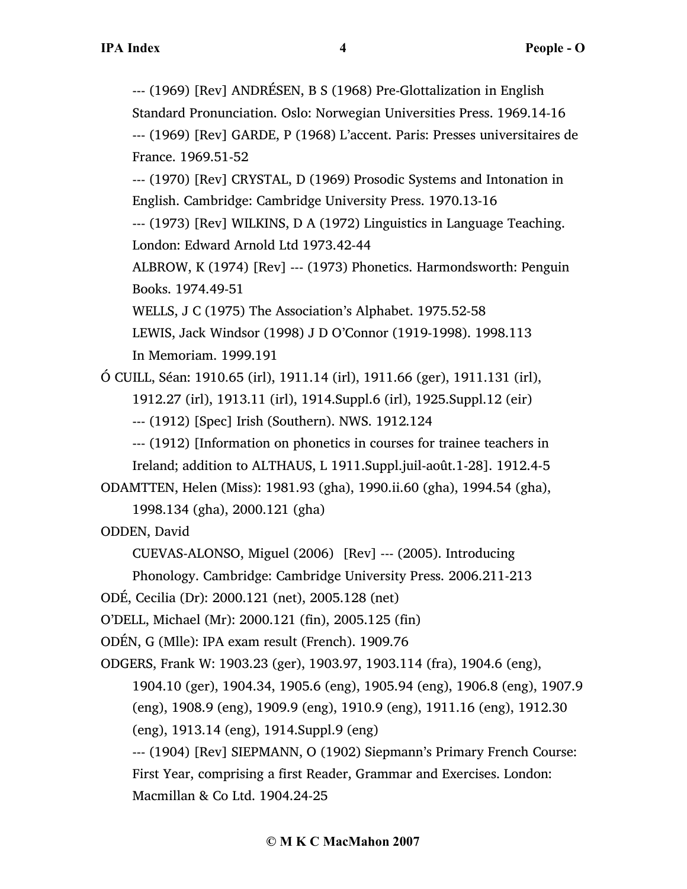--- (1969) [Rev] ANDRÉSEN, B S (1968) Pre-Glottalization in English Standard Pronunciation. Oslo: Norwegian Universities Press. 1969.14-16

--- (1969) [Rev] GARDE, P (1968) L'accent. Paris: Presses universitaires de France. 1969.51-52

--- (1970) [Rev] CRYSTAL, D (1969) Prosodic Systems and Intonation in English. Cambridge: Cambridge University Press. 1970.13-16

--- (1973) [Rev] WILKINS, D A (1972) Linguistics in Language Teaching. London: Edward Arnold Ltd 1973.42-44

ALBROW, K (1974) [Rev] --- (1973) Phonetics. Harmondsworth: Penguin Books. 1974.49-51

WELLS, J C (1975) The Association's Alphabet. 1975.52-58

LEWIS, Jack Windsor (1998) J D O'Connor (1919-1998). 1998.113

In Memoriam. 1999.191

Ó CUILL, Séan: 1910.65 (irl), 1911.14 (irl), 1911.66 (ger), 1911.131 (irl), 1912.27 (irl), 1913.11 (irl), 1914.Suppl.6 (irl), 1925.Suppl.12 (eir)

--- (1912) [Spec] Irish (Southern). NWS. 1912.124

--- (1912) [Information on phonetics in courses for trainee teachers in Ireland; addition to ALTHAUS, L 1911.Suppl.juil-août.1-28]. 1912.4-5

ODAMTTEN, Helen (Miss): 1981.93 (gha), 1990.ii.60 (gha), 1994.54 (gha), 1998.134 (gha), 2000.121 (gha)

ODDEN, David

CUEVAS-ALONSO, Miguel (2006) [Rev] --- (2005). Introducing Phonology. Cambridge: Cambridge University Press. 2006.211-213

ODÉ, Cecilia (Dr): 2000.121 (net), 2005.128 (net)

O'DELL, Michael (Mr): 2000.121 (fin), 2005.125 (fin)

ODÉN, G (Mlle): IPA exam result (French). 1909.76

ODGERS, Frank W: 1903.23 (ger), 1903.97, 1903.114 (fra), 1904.6 (eng), 1904.10 (ger), 1904.34, 1905.6 (eng), 1905.94 (eng), 1906.8 (eng), 1907.9 (eng), 1908.9 (eng), 1909.9 (eng), 1910.9 (eng), 1911.16 (eng), 1912.30 (eng), 1913.14 (eng), 1914.Suppl.9 (eng)

--- (1904) [Rev] SIEPMANN, O (1902) Siepmann's Primary French Course: First Year, comprising a first Reader, Grammar and Exercises. London: Macmillan & Co Ltd. 1904.24-25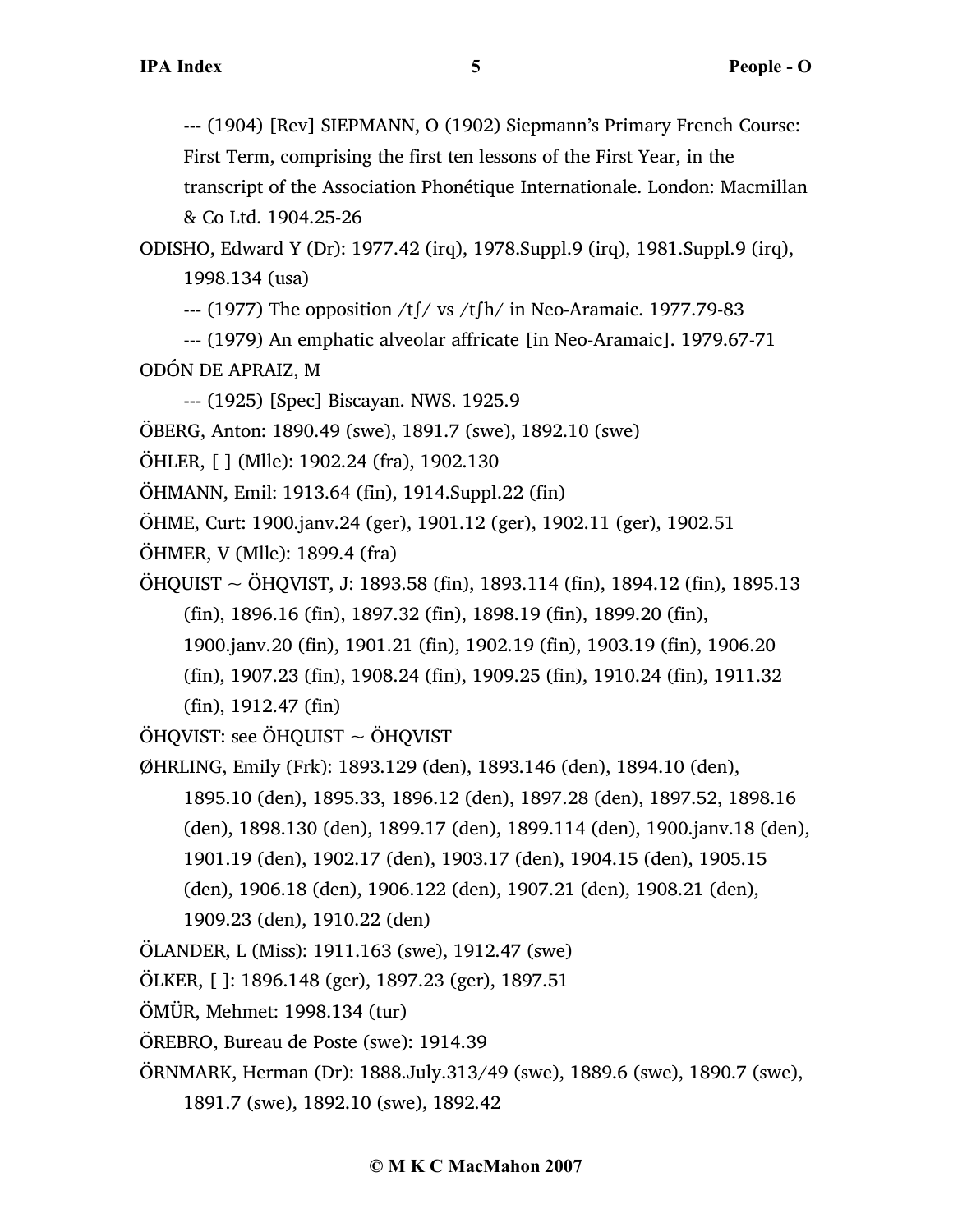--- (1904) [Rev] SIEPMANN, O (1902) Siepmann's Primary French Course: First Term, comprising the first ten lessons of the First Year, in the transcript of the Association Phonétique Internationale. London: Macmillan & Co Ltd. 1904.25-26

ODISHO, Edward Y (Dr): 1977.42 (irq), 1978.Suppl.9 (irq), 1981.Suppl.9 (irq), 1998.134 (usa)

--- (1977) The opposition /tʃ/ vs /tʃh/ in Neo-Aramaic. 1977.79-83

--- (1979) An emphatic alveolar affricate [in Neo-Aramaic]. 1979.67-71

ODÓN DE APRAIZ, M

--- (1925) [Spec] Biscayan. NWS. 1925.9

ÖBERG, Anton: 1890.49 (swe), 1891.7 (swe), 1892.10 (swe)

ÖHLER, [ ] (Mlle): 1902.24 (fra), 1902.130

ÖHMANN, Emil: 1913.64 (fin), 1914.Suppl.22 (fin)

ÖHME, Curt: 1900.janv.24 (ger), 1901.12 (ger), 1902.11 (ger), 1902.51

ÖHMER, V (Mlle): 1899.4 (fra)

ÖHQUIST ~ ÖHQVIST, J: 1893.58 (fin), 1893.114 (fin), 1894.12 (fin), 1895.13 (fin), 1896.16 (fin), 1897.32 (fin), 1898.19 (fin), 1899.20 (fin), 1900.janv.20 (fin), 1901.21 (fin), 1902.19 (fin), 1903.19 (fin), 1906.20 (fin), 1907.23 (fin), 1908.24 (fin), 1909.25 (fin), 1910.24 (fin), 1911.32 (fin), 1912.47 (fin)

ÖHQVIST: see ÖHQUIST ~ ÖHQVIST

ØHRLING, Emily (Frk): 1893.129 (den), 1893.146 (den), 1894.10 (den), 1895.10 (den), 1895.33, 1896.12 (den), 1897.28 (den), 1897.52, 1898.16 (den), 1898.130 (den), 1899.17 (den), 1899.114 (den), 1900.janv.18 (den), 1901.19 (den), 1902.17 (den), 1903.17 (den), 1904.15 (den), 1905.15 (den), 1906.18 (den), 1906.122 (den), 1907.21 (den), 1908.21 (den), 1909.23 (den), 1910.22 (den)

ÖLANDER, L (Miss): 1911.163 (swe), 1912.47 (swe)

ÖLKER, [ ]: 1896.148 (ger), 1897.23 (ger), 1897.51

ÖMÜR, Mehmet: 1998.134 (tur)

ÖREBRO, Bureau de Poste (swe): 1914.39

ÖRNMARK, Herman (Dr): 1888.July.313/49 (swe), 1889.6 (swe), 1890.7 (swe), 1891.7 (swe), 1892.10 (swe), 1892.42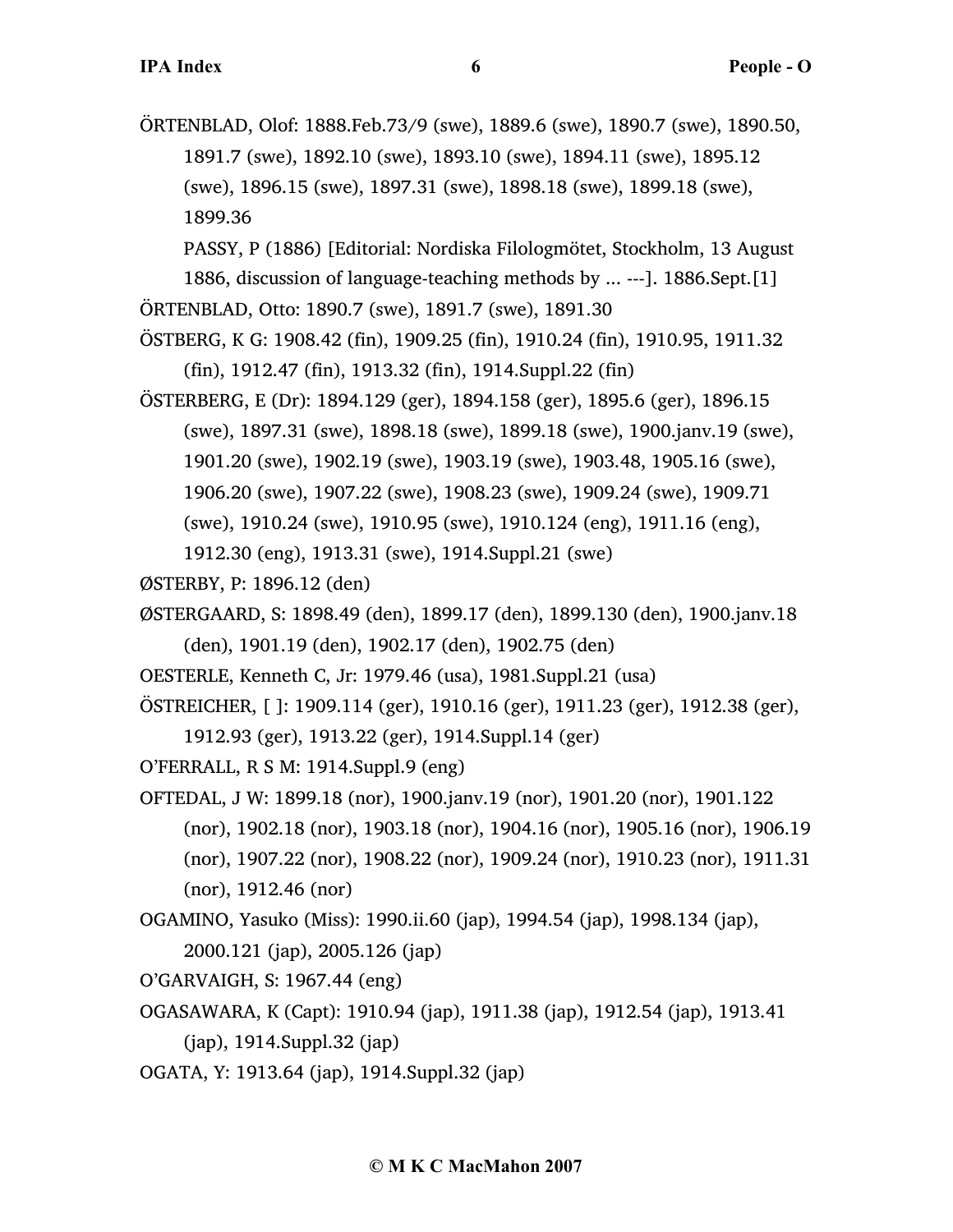ÖRTENBLAD, Olof: 1888.Feb.73/9 (swe), 1889.6 (swe), 1890.7 (swe), 1890.50, 1891.7 (swe), 1892.10 (swe), 1893.10 (swe), 1894.11 (swe), 1895.12 (swe), 1896.15 (swe), 1897.31 (swe), 1898.18 (swe), 1899.18 (swe), 1899.36

PASSY, P (1886) [Editorial: Nordiska Filologmötet, Stockholm, 13 August 1886, discussion of language-teaching methods by ... ---]. 1886.Sept.[1]

ÖRTENBLAD, Otto: 1890.7 (swe), 1891.7 (swe), 1891.30

ÖSTBERG, K G: 1908.42 (fin), 1909.25 (fin), 1910.24 (fin), 1910.95, 1911.32 (fin), 1912.47 (fin), 1913.32 (fin), 1914.Suppl.22 (fin)

ÖSTERBERG, E (Dr): 1894.129 (ger), 1894.158 (ger), 1895.6 (ger), 1896.15 (swe), 1897.31 (swe), 1898.18 (swe), 1899.18 (swe), 1900.janv.19 (swe), 1901.20 (swe), 1902.19 (swe), 1903.19 (swe), 1903.48, 1905.16 (swe), 1906.20 (swe), 1907.22 (swe), 1908.23 (swe), 1909.24 (swe), 1909.71 (swe), 1910.24 (swe), 1910.95 (swe), 1910.124 (eng), 1911.16 (eng), 1912.30 (eng), 1913.31 (swe), 1914.Suppl.21 (swe)

ØSTERBY, P: 1896.12 (den)

ØSTERGAARD, S: 1898.49 (den), 1899.17 (den), 1899.130 (den), 1900.janv.18 (den), 1901.19 (den), 1902.17 (den), 1902.75 (den)

OESTERLE, Kenneth C, Jr: 1979.46 (usa), 1981.Suppl.21 (usa)

ÖSTREICHER, [ ]: 1909.114 (ger), 1910.16 (ger), 1911.23 (ger), 1912.38 (ger), 1912.93 (ger), 1913.22 (ger), 1914.Suppl.14 (ger)

O'FERRALL, R S M: 1914.Suppl.9 (eng)

OFTEDAL, J W: 1899.18 (nor), 1900.janv.19 (nor), 1901.20 (nor), 1901.122 (nor), 1902.18 (nor), 1903.18 (nor), 1904.16 (nor), 1905.16 (nor), 1906.19 (nor), 1907.22 (nor), 1908.22 (nor), 1909.24 (nor), 1910.23 (nor), 1911.31 (nor), 1912.46 (nor)

OGAMINO, Yasuko (Miss): 1990.ii.60 (jap), 1994.54 (jap), 1998.134 (jap), 2000.121 (jap), 2005.126 (jap)

O'GARVAIGH, S: 1967.44 (eng)

OGASAWARA, K (Capt): 1910.94 (jap), 1911.38 (jap), 1912.54 (jap), 1913.41 (jap), 1914.Suppl.32 (jap)

OGATA, Y: 1913.64 (jap), 1914.Suppl.32 (jap)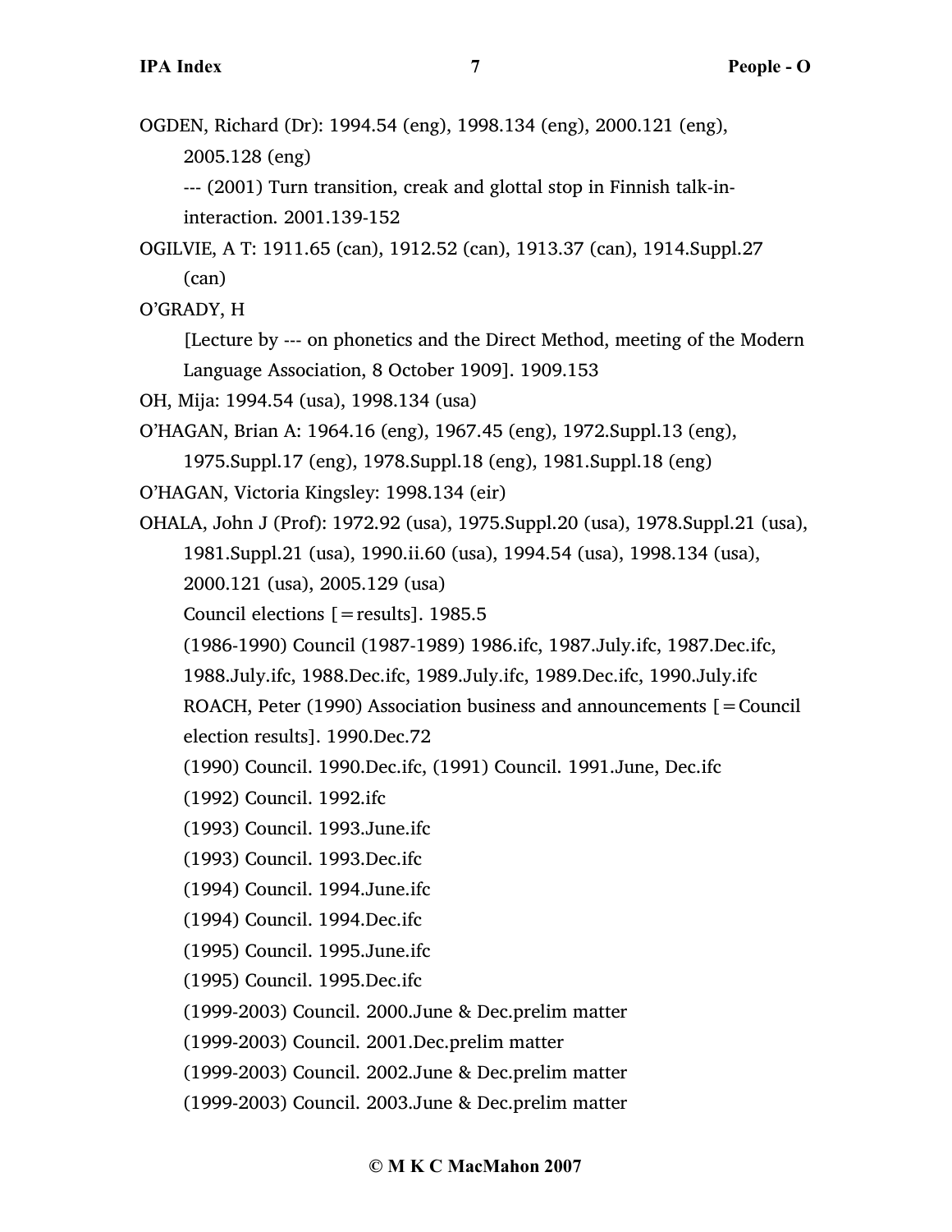OGDEN, Richard (Dr): 1994.54 (eng), 1998.134 (eng), 2000.121 (eng), 2005.128 (eng)

--- (2001) Turn transition, creak and glottal stop in Finnish talk-in-interaction. 2001.139-152

OGILVIE, A T: 1911.65 (can), 1912.52 (can), 1913.37 (can), 1914.Suppl.27 (can)

O'GRADY, H

[Lecture by --- on phonetics and the Direct Method, meeting of the Modern Language Association, 8 October 1909]. 1909.153

OH, Mija: 1994.54 (usa), 1998.134 (usa)

O'HAGAN, Brian A: 1964.16 (eng), 1967.45 (eng), 1972.Suppl.13 (eng), 1975.Suppl.17 (eng), 1978.Suppl.18 (eng), 1981.Suppl.18 (eng)

O'HAGAN, Victoria Kingsley: 1998.134 (eir)

OHALA, John J (Prof): 1972.92 (usa), 1975.Suppl.20 (usa), 1978.Suppl.21 (usa), 1981.Suppl.21 (usa), 1990.ii.60 (usa), 1994.54 (usa), 1998.134 (usa), 2000.121 (usa), 2005.129 (usa)

Council elections [=results]. 1985.5

(1986-1990) Council (1987-1989) 1986.ifc, 1987.July.ifc, 1987.Dec.ifc, 1988.July.ifc, 1988.Dec.ifc, 1989.July.ifc, 1989.Dec.ifc, 1990.July.ifc

ROACH, Peter (1990) Association business and announcements [=Council election results]. 1990.Dec.72

(1990) Council. 1990.Dec.ifc, (1991) Council. 1991.June, Dec.ifc

(1992) Council. 1992.ifc

(1993) Council. 1993.June.ifc

(1993) Council. 1993.Dec.ifc

(1994) Council. 1994.June.ifc

(1994) Council. 1994.Dec.ifc

(1995) Council. 1995.June.ifc

(1995) Council. 1995.Dec.ifc

(1999-2003) Council. 2000.June & Dec.prelim matter

(1999-2003) Council. 2001.Dec.prelim matter

(1999-2003) Council. 2002.June & Dec.prelim matter

(1999-2003) Council. 2003.June & Dec.prelim matter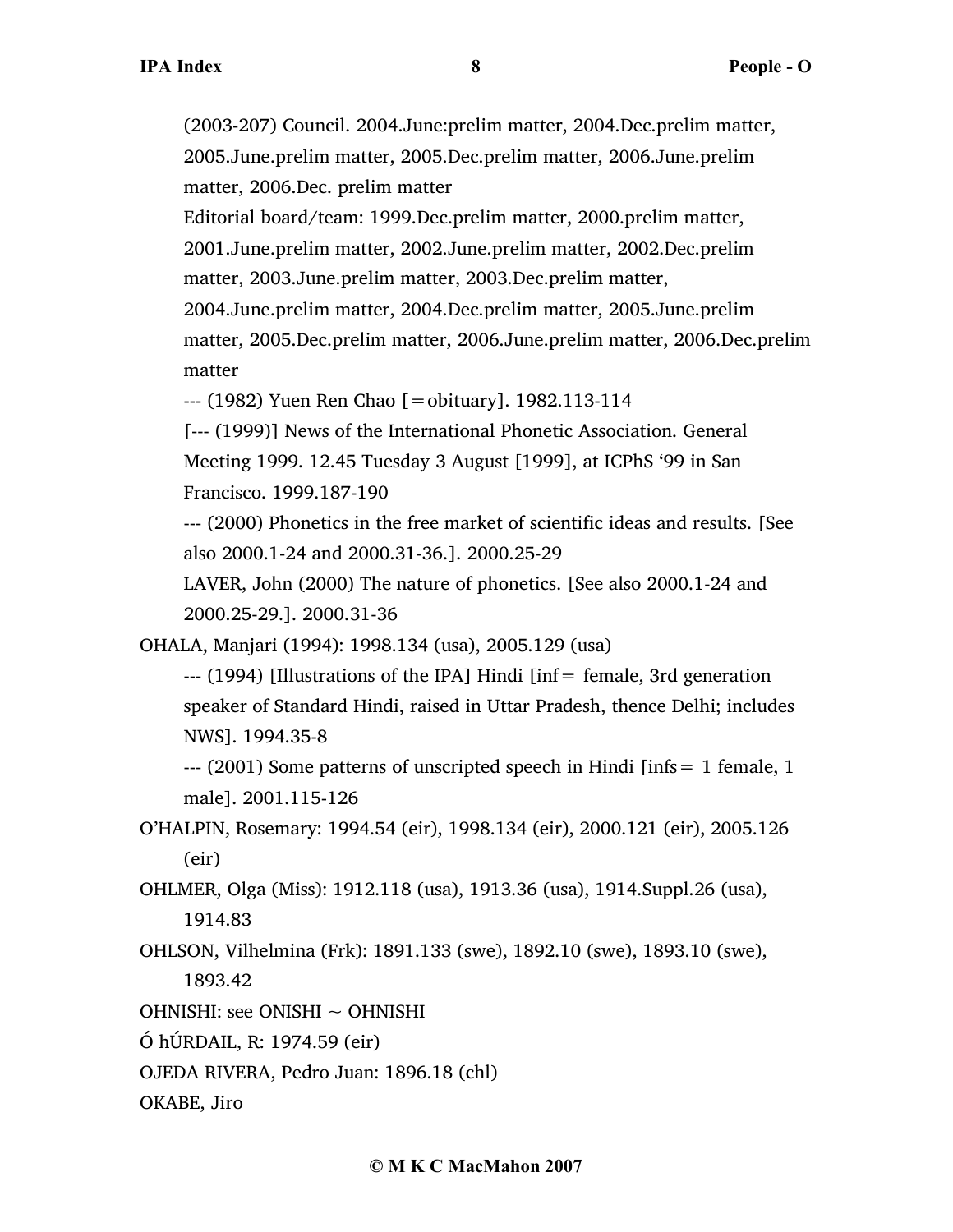(2003-207) Council. 2004.June:prelim matter, 2004.Dec.prelim matter, 2005.June.prelim matter, 2005.Dec.prelim matter, 2006.June.prelim matter, 2006.Dec. prelim matter

Editorial board/team: 1999.Dec.prelim matter, 2000.prelim matter, 2001.June.prelim matter, 2002.June.prelim matter, 2002.Dec.prelim matter, 2003.June.prelim matter, 2003.Dec.prelim matter, 2004.June.prelim matter, 2004.Dec.prelim matter, 2005.June.prelim matter, 2005.Dec.prelim matter, 2006.June.prelim matter, 2006.Dec.prelim matter

--- (1982) Yuen Ren Chao [=obituary]. 1982.113-114

[--- (1999)] News of the International Phonetic Association. General Meeting 1999. 12.45 Tuesday 3 August [1999], at ICPhS '99 in San Francisco. 1999.187-190

--- (2000) Phonetics in the free market of scientific ideas and results. [See also 2000.1-24 and 2000.31-36.]. 2000.25-29

LAVER, John (2000) The nature of phonetics. [See also 2000.1-24 and 2000.25-29.]. 2000.31-36

OHALA, Manjari (1994): 1998.134 (usa), 2005.129 (usa)

--- (1994) [Illustrations of the IPA] Hindi [inf= female, 3rd generation speaker of Standard Hindi, raised in Uttar Pradesh, thence Delhi; includes NWS]. 1994.35-8

--- (2001) Some patterns of unscripted speech in Hindi [infs= 1 female, 1 male]. 2001.115-126

O'HALPIN, Rosemary: 1994.54 (eir), 1998.134 (eir), 2000.121 (eir), 2005.126 (eir)

OHLMER, Olga (Miss): 1912.118 (usa), 1913.36 (usa), 1914.Suppl.26 (usa), 1914.83

OHLSON, Vilhelmina (Frk): 1891.133 (swe), 1892.10 (swe), 1893.10 (swe), 1893.42

OHNISHI: see ONISHI ~ OHNISHI

Ó hÚRDAIL, R: 1974.59 (eir)

OJEDA RIVERA, Pedro Juan: 1896.18 (chl)

OKABE, Jiro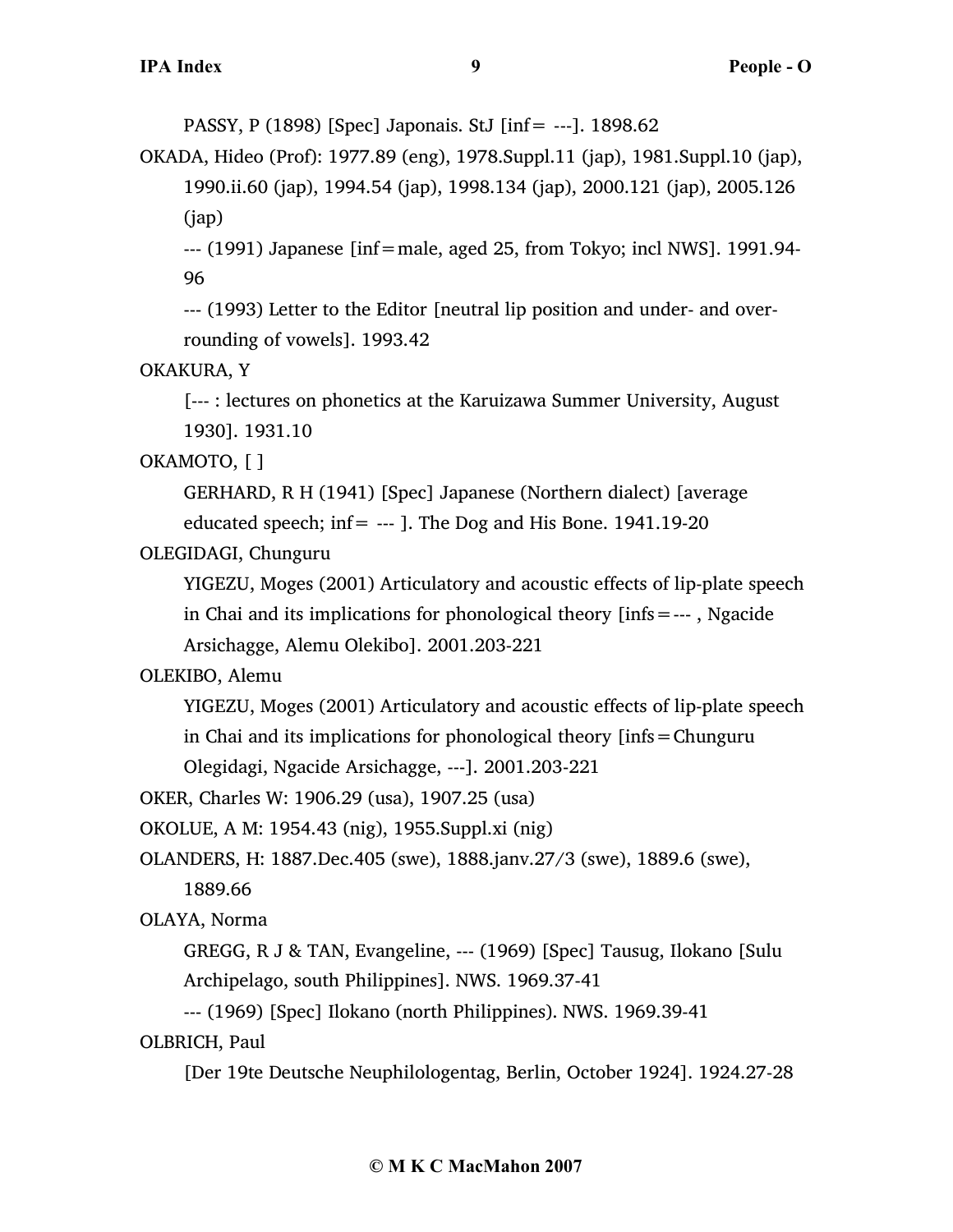PASSY, P (1898) [Spec] Japonais. StJ [inf= ---]. 1898.62

OKADA, Hideo (Prof): 1977.89 (eng), 1978.Suppl.11 (jap), 1981.Suppl.10 (jap), 1990.ii.60 (jap), 1994.54 (jap), 1998.134 (jap), 2000.121 (jap), 2005.126 (jap)

--- (1991) Japanese [inf=male, aged 25, from Tokyo; incl NWS]. 1991.94-96

--- (1993) Letter to the Editor [neutral lip position and under- and over-rounding of vowels]. 1993.42

OKAKURA, Y

[--- : lectures on phonetics at the Karuizawa Summer University, August 1930]. 1931.10

OKAMOTO, [ ]

GERHARD, R H (1941) [Spec] Japanese (Northern dialect) [average educated speech; inf= --- ]. The Dog and His Bone. 1941.19-20

OLEGIDAGI, Chunguru

YIGEZU, Moges (2001) Articulatory and acoustic effects of lip-plate speech in Chai and its implications for phonological theory [infs=--- , Ngacide Arsichagge, Alemu Olekibo]. 2001.203-221

OLEKIBO, Alemu

YIGEZU, Moges (2001) Articulatory and acoustic effects of lip-plate speech in Chai and its implications for phonological theory [infs=Chunguru Olegidagi, Ngacide Arsichagge, ---]. 2001.203-221

OKER, Charles W: 1906.29 (usa), 1907.25 (usa)

OKOLUE, A M: 1954.43 (nig), 1955.Suppl.xi (nig)

OLANDERS, H: 1887.Dec.405 (swe), 1888.janv.27/3 (swe), 1889.6 (swe), 1889.66

OLAYA, Norma

GREGG, R J & TAN, Evangeline, --- (1969) [Spec] Tausug, Ilokano [Sulu Archipelago, south Philippines]. NWS. 1969.37-41

--- (1969) [Spec] Ilokano (north Philippines). NWS. 1969.39-41

OLBRICH, Paul

[Der 19te Deutsche Neuphilologentag, Berlin, October 1924]. 1924.27-28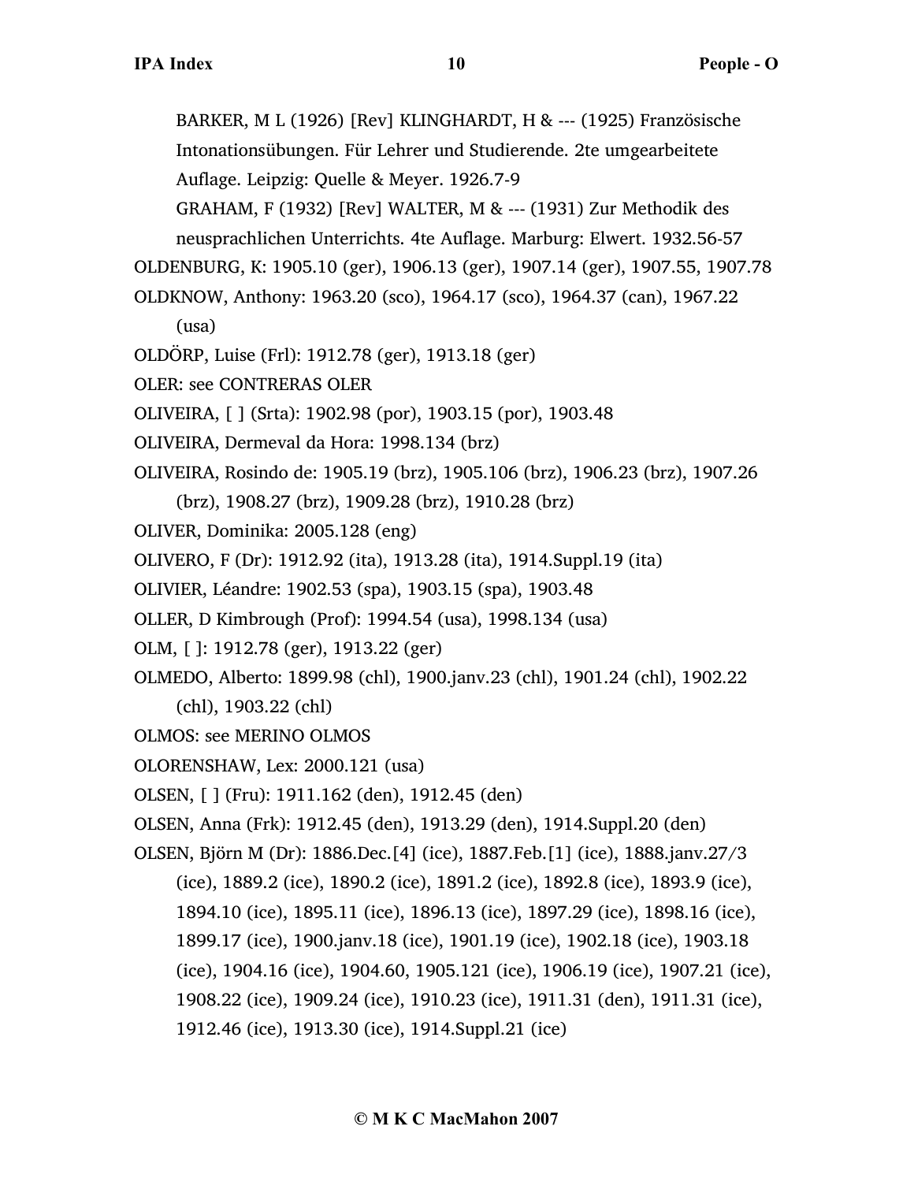BARKER, M L (1926) [Rev] KLINGHARDT, H & --- (1925) Französische Intonationsübungen. Für Lehrer und Studierende. 2te umgearbeitete Auflage. Leipzig: Quelle & Meyer. 1926.7-9

GRAHAM, F (1932) [Rev] WALTER, M & --- (1931) Zur Methodik des neusprachlichen Unterrichts. 4te Auflage. Marburg: Elwert. 1932.56-57

OLDENBURG, K: 1905.10 (ger), 1906.13 (ger), 1907.14 (ger), 1907.55, 1907.78

OLDKNOW, Anthony: 1963.20 (sco), 1964.17 (sco), 1964.37 (can), 1967.22 (usa)

OLDÖRP, Luise (Frl): 1912.78 (ger), 1913.18 (ger)

OLER: see CONTRERAS OLER

OLIVEIRA, [ ] (Srta): 1902.98 (por), 1903.15 (por), 1903.48

OLIVEIRA, Dermeval da Hora: 1998.134 (brz)

OLIVEIRA, Rosindo de: 1905.19 (brz), 1905.106 (brz), 1906.23 (brz), 1907.26 (brz), 1908.27 (brz), 1909.28 (brz), 1910.28 (brz)

OLIVER, Dominika: 2005.128 (eng)

OLIVERO, F (Dr): 1912.92 (ita), 1913.28 (ita), 1914.Suppl.19 (ita)

OLIVIER, Léandre: 1902.53 (spa), 1903.15 (spa), 1903.48

OLLER, D Kimbrough (Prof): 1994.54 (usa), 1998.134 (usa)

OLM, [ ]: 1912.78 (ger), 1913.22 (ger)

OLMEDO, Alberto: 1899.98 (chl), 1900.janv.23 (chl), 1901.24 (chl), 1902.22 (chl), 1903.22 (chl)

OLMOS: see MERINO OLMOS

OLORENSHAW, Lex: 2000.121 (usa)

OLSEN, [ ] (Fru): 1911.162 (den), 1912.45 (den)

OLSEN, Anna (Frk): 1912.45 (den), 1913.29 (den), 1914.Suppl.20 (den)

OLSEN, Björn M (Dr): 1886.Dec.[4] (ice), 1887.Feb.[1] (ice), 1888.janv.27/3 (ice), 1889.2 (ice), 1890.2 (ice), 1891.2 (ice), 1892.8 (ice), 1893.9 (ice), 1894.10 (ice), 1895.11 (ice), 1896.13 (ice), 1897.29 (ice), 1898.16 (ice), 1899.17 (ice), 1900.janv.18 (ice), 1901.19 (ice), 1902.18 (ice), 1903.18 (ice), 1904.16 (ice), 1904.60, 1905.121 (ice), 1906.19 (ice), 1907.21 (ice), 1908.22 (ice), 1909.24 (ice), 1910.23 (ice), 1911.31 (den), 1911.31 (ice), 1912.46 (ice), 1913.30 (ice), 1914.Suppl.21 (ice)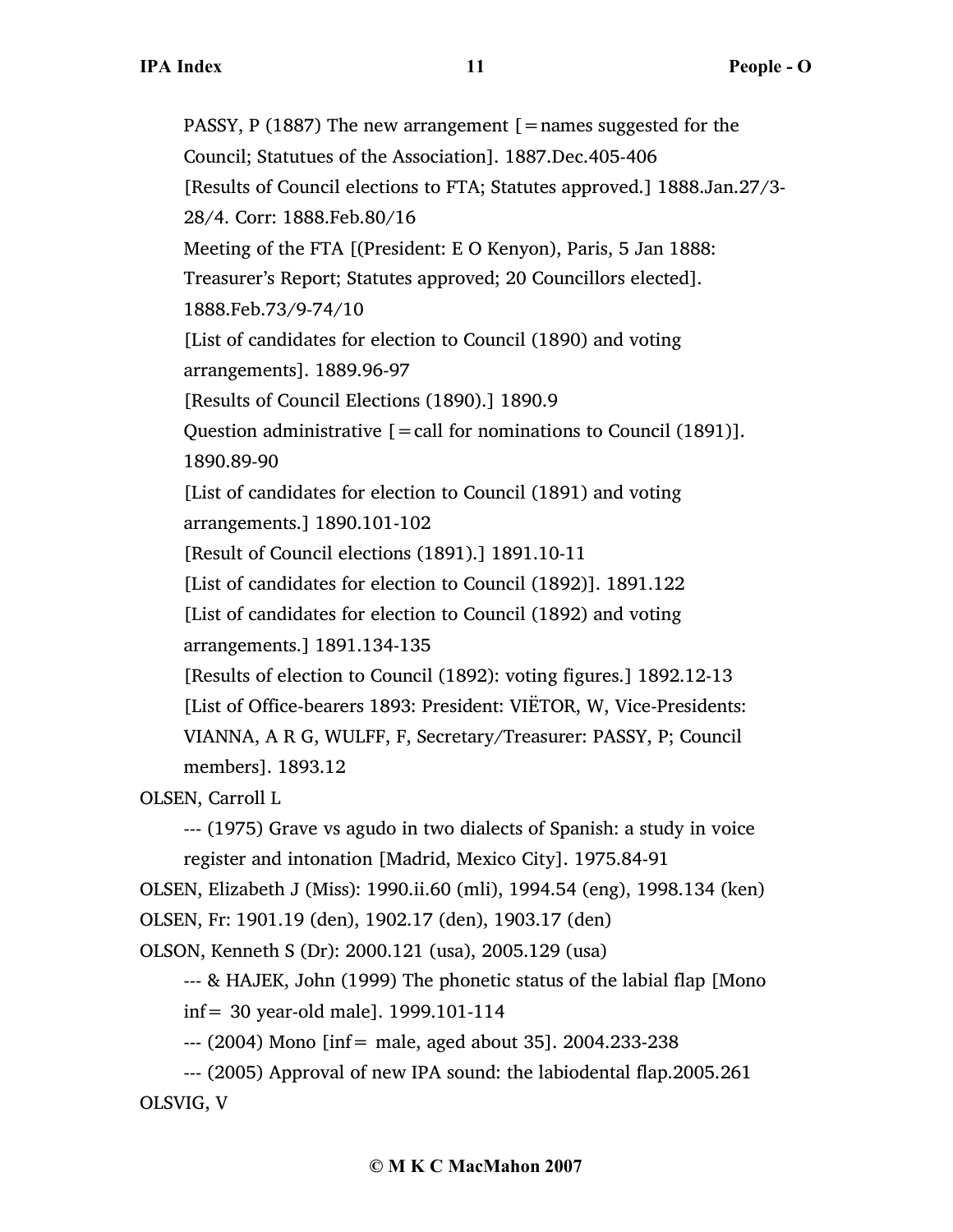PASSY, P (1887) The new arrangement [=names suggested for the Council; Statutues of the Association]. 1887.Dec.405-406

[Results of Council elections to FTA; Statutes approved.] 1888.Jan.27/3-28/4. Corr: 1888.Feb.80/16

Meeting of the FTA [(President: E O Kenyon), Paris, 5 Jan 1888: Treasurer's Report; Statutes approved; 20 Councillors elected]. 1888.Feb.73/9-74/10

[List of candidates for election to Council (1890) and voting arrangements]. 1889.96-97

[Results of Council Elections (1890).] 1890.9

Question administrative [=call for nominations to Council (1891)]. 1890.89-90

[List of candidates for election to Council (1891) and voting arrangements.] 1890.101-102

[Result of Council elections (1891).] 1891.10-11

[List of candidates for election to Council (1892)]. 1891.122

[List of candidates for election to Council (1892) and voting arrangements.] 1891.134-135

[Results of election to Council (1892): voting figures.] 1892.12-13

[List of Office-bearers 1893: President: VIËTOR, W, Vice-Presidents: VIANNA, A R G, WULFF, F, Secretary/Treasurer: PASSY, P; Council members]. 1893.12

OLSEN, Carroll L

--- (1975) Grave vs agudo in two dialects of Spanish: a study in voice register and intonation [Madrid, Mexico City]. 1975.84-91

OLSEN, Elizabeth J (Miss): 1990.ii.60 (mli), 1994.54 (eng), 1998.134 (ken)

OLSEN, Fr: 1901.19 (den), 1902.17 (den), 1903.17 (den)

OLSON, Kenneth S (Dr): 2000.121 (usa), 2005.129 (usa)

--- & HAJEK, John (1999) The phonetic status of the labial flap [Mono inf= 30 year-old male]. 1999.101-114

--- (2004) Mono [inf= male, aged about 35]. 2004.233-238

--- (2005) Approval of new IPA sound: the labiodental flap.2005.261

OLSVIG, V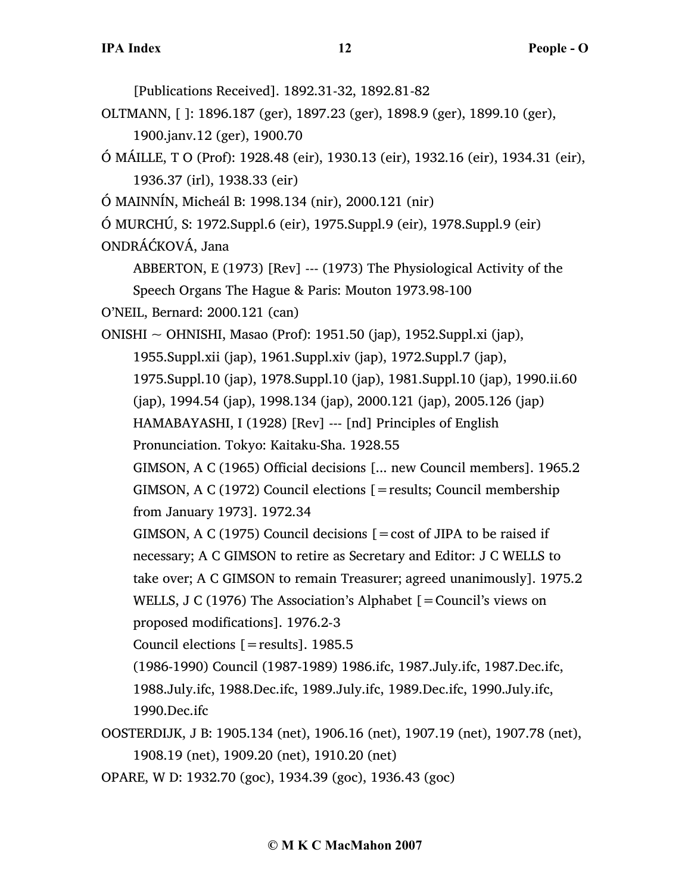[Publications Received]. 1892.31-32, 1892.81-82

OLTMANN, [ ]: 1896.187 (ger), 1897.23 (ger), 1898.9 (ger), 1899.10 (ger), 1900.janv.12 (ger), 1900.70

Ó MÁILLE, T O (Prof): 1928.48 (eir), 1930.13 (eir), 1932.16 (eir), 1934.31 (eir), 1936.37 (irl), 1938.33 (eir)

Ó MAINNÍN, Micheál B: 1998.134 (nir), 2000.121 (nir)

Ó MURCHÚ, S: 1972.Suppl.6 (eir), 1975.Suppl.9 (eir), 1978.Suppl.9 (eir)

ONDRÁĆKOVÁ, Jana

ABBERTON, E (1973) [Rev] --- (1973) The Physiological Activity of the Speech Organs The Hague & Paris: Mouton 1973.98-100

O'NEIL, Bernard: 2000.121 (can)

ONISHI ~ OHNISHI, Masao (Prof): 1951.50 (jap), 1952.Suppl.xi (jap), 1955.Suppl.xii (jap), 1961.Suppl.xiv (jap), 1972.Suppl.7 (jap), 1975.Suppl.10 (jap), 1978.Suppl.10 (jap), 1981.Suppl.10 (jap), 1990.ii.60 (jap), 1994.54 (jap), 1998.134 (jap), 2000.121 (jap), 2005.126 (jap)

HAMABAYASHI, I (1928) [Rev] --- [nd] Principles of English Pronunciation. Tokyo: Kaitaku-Sha. 1928.55

GIMSON, A C (1965) Official decisions [... new Council members]. 1965.2

GIMSON, A C (1972) Council elections [=results; Council membership from January 1973]. 1972.34

GIMSON, A C (1975) Council decisions [=cost of JIPA to be raised if necessary; A C GIMSON to retire as Secretary and Editor: J C WELLS to take over; A C GIMSON to remain Treasurer; agreed unanimously]. 1975.2

WELLS, J C (1976) The Association's Alphabet [=Council's views on proposed modifications]. 1976.2-3

Council elections [=results]. 1985.5

(1986-1990) Council (1987-1989) 1986.ifc, 1987.July.ifc, 1987.Dec.ifc, 1988.July.ifc, 1988.Dec.ifc, 1989.July.ifc, 1989.Dec.ifc, 1990.July.ifc, 1990.Dec.ifc

OOSTERDIJK, J B: 1905.134 (net), 1906.16 (net), 1907.19 (net), 1907.78 (net), 1908.19 (net), 1909.20 (net), 1910.20 (net)

OPARE, W D: 1932.70 (goc), 1934.39 (goc), 1936.43 (goc)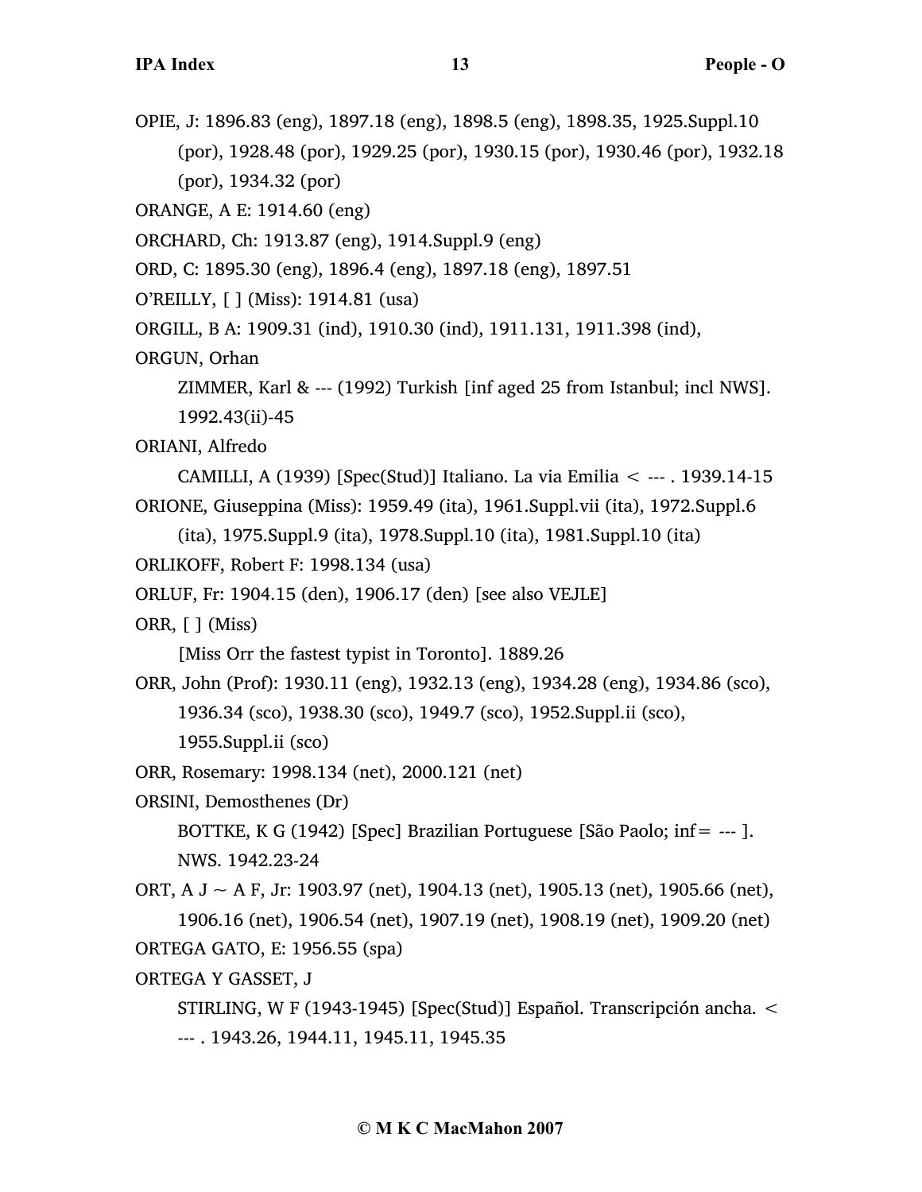OPIE, J: 1896.83 (eng), 1897.18 (eng), 1898.5 (eng), 1898.35, 1925.Suppl.10 (por), 1928.48 (por), 1929.25 (por), 1930.15 (por), 1930.46 (por), 1932.18 (por), 1934.32 (por)

ORANGE, A E: 1914.60 (eng)

ORCHARD, Ch: 1913.87 (eng), 1914.Suppl.9 (eng)

ORD, C: 1895.30 (eng), 1896.4 (eng), 1897.18 (eng), 1897.51

O'REILLY, [ ] (Miss): 1914.81 (usa)

ORGILL, B A: 1909.31 (ind), 1910.30 (ind), 1911.131, 1911.398 (ind),

ORGUN, Orhan

    ZIMMER, Karl & --- (1992) Turkish [inf aged 25 from Istanbul; incl NWS]. 1992.43(ii)-45

ORIANI, Alfredo

    CAMILLI, A (1939) [Spec(Stud)] Italiano. La via Emilia < --- . 1939.14-15

ORIONE, Giuseppina (Miss): 1959.49 (ita), 1961.Suppl.vii (ita), 1972.Suppl.6 (ita), 1975.Suppl.9 (ita), 1978.Suppl.10 (ita), 1981.Suppl.10 (ita)

ORLIKOFF, Robert F: 1998.134 (usa)

ORLUF, Fr: 1904.15 (den), 1906.17 (den) [see also VEJLE]

ORR, [ ] (Miss)

    [Miss Orr the fastest typist in Toronto]. 1889.26

ORR, John (Prof): 1930.11 (eng), 1932.13 (eng), 1934.28 (eng), 1934.86 (sco), 1936.34 (sco), 1938.30 (sco), 1949.7 (sco), 1952.Suppl.ii (sco), 1955.Suppl.ii (sco)

ORR, Rosemary: 1998.134 (net), 2000.121 (net)

ORSINI, Demosthenes (Dr)

    BOTTKE, K G (1942) [Spec] Brazilian Portuguese [São Paolo; inf= --- ]. NWS. 1942.23-24

ORT, A J ~ A F, Jr: 1903.97 (net), 1904.13 (net), 1905.13 (net), 1905.66 (net), 1906.16 (net), 1906.54 (net), 1907.19 (net), 1908.19 (net), 1909.20 (net)

ORTEGA GATO, E: 1956.55 (spa)

ORTEGA Y GASSET, J

    STIRLING, W F (1943-1945) [Spec(Stud)] Español. Transcripción ancha. < --- . 1943.26, 1944.11, 1945.11, 1945.35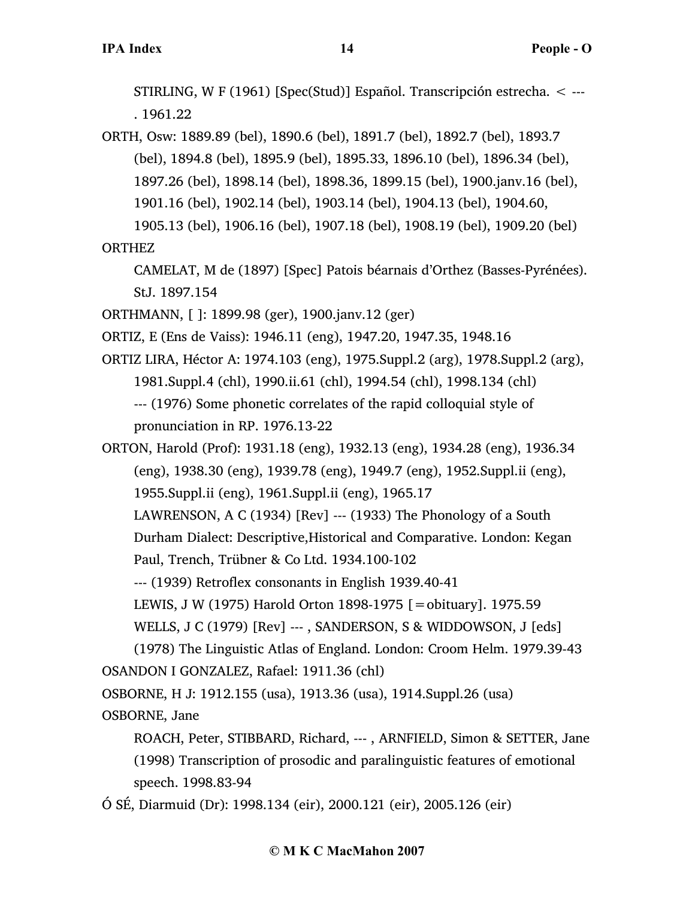STIRLING, W F (1961) [Spec(Stud)] Español. Transcripción estrecha. < ---. 1961.22

ORTH, Osw: 1889.89 (bel), 1890.6 (bel), 1891.7 (bel), 1892.7 (bel), 1893.7 (bel), 1894.8 (bel), 1895.9 (bel), 1895.33, 1896.10 (bel), 1896.34 (bel), 1897.26 (bel), 1898.14 (bel), 1898.36, 1899.15 (bel), 1900.janv.16 (bel), 1901.16 (bel), 1902.14 (bel), 1903.14 (bel), 1904.13 (bel), 1904.60, 1905.13 (bel), 1906.16 (bel), 1907.18 (bel), 1908.19 (bel), 1909.20 (bel)

ORTHEZ

CAMELAT, M de (1897) [Spec] Patois béarnais d'Orthez (Basses-Pyrénées). StJ. 1897.154

ORTHMANN, [ ]: 1899.98 (ger), 1900.janv.12 (ger)

ORTIZ, E (Ens de Vaiss): 1946.11 (eng), 1947.20, 1947.35, 1948.16

ORTIZ LIRA, Héctor A: 1974.103 (eng), 1975.Suppl.2 (arg), 1978.Suppl.2 (arg), 1981.Suppl.4 (chl), 1990.ii.61 (chl), 1994.54 (chl), 1998.134 (chl)

--- (1976) Some phonetic correlates of the rapid colloquial style of pronunciation in RP. 1976.13-22

ORTON, Harold (Prof): 1931.18 (eng), 1932.13 (eng), 1934.28 (eng), 1936.34 (eng), 1938.30 (eng), 1939.78 (eng), 1949.7 (eng), 1952.Suppl.ii (eng), 1955.Suppl.ii (eng), 1961.Suppl.ii (eng), 1965.17

LAWRENSON, A C (1934) [Rev] --- (1933) The Phonology of a South Durham Dialect: Descriptive,Historical and Comparative. London: Kegan Paul, Trench, Trübner & Co Ltd. 1934.100-102

--- (1939) Retroflex consonants in English 1939.40-41

LEWIS, J W (1975) Harold Orton 1898-1975 [=obituary]. 1975.59

WELLS, J C (1979) [Rev] --- , SANDERSON, S & WIDDOWSON, J [eds] (1978) The Linguistic Atlas of England. London: Croom Helm. 1979.39-43

OSANDON I GONZALEZ, Rafael: 1911.36 (chl)

OSBORNE, H J: 1912.155 (usa), 1913.36 (usa), 1914.Suppl.26 (usa)

OSBORNE, Jane

ROACH, Peter, STIBBARD, Richard, --- , ARNFIELD, Simon & SETTER, Jane (1998) Transcription of prosodic and paralinguistic features of emotional speech. 1998.83-94

Ó SÉ, Diarmuid (Dr): 1998.134 (eir), 2000.121 (eir), 2005.126 (eir)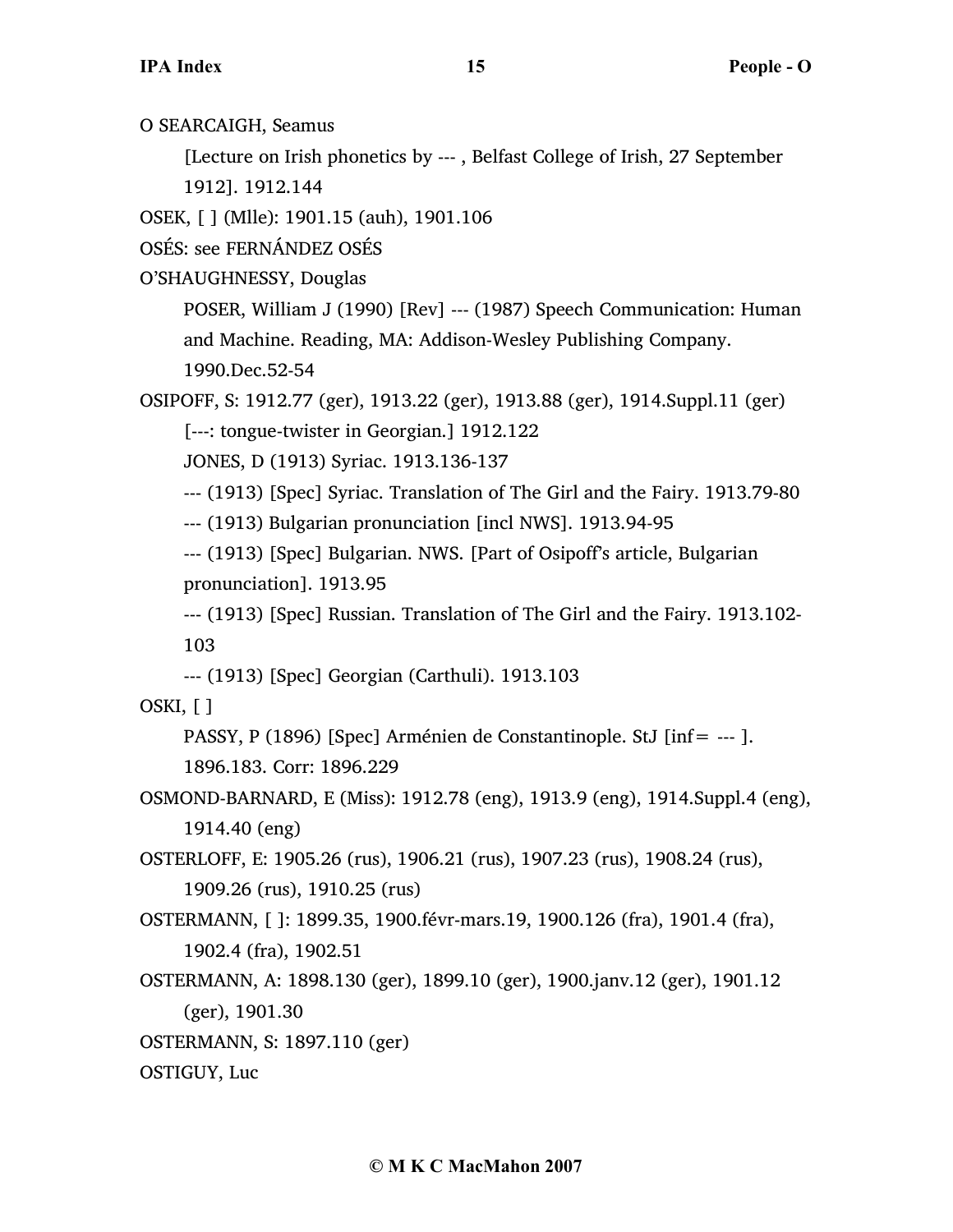O SEARCAIGH, Seamus

[Lecture on Irish phonetics by --- , Belfast College of Irish, 27 September 1912]. 1912.144

OSEK, [ ] (Mlle): 1901.15 (auh), 1901.106

OSÉS: see FERNÁNDEZ OSÉS

O'SHAUGHNESSY, Douglas

POSER, William J (1990) [Rev] --- (1987) Speech Communication: Human and Machine. Reading, MA: Addison-Wesley Publishing Company. 1990.Dec.52-54

OSIPOFF, S: 1912.77 (ger), 1913.22 (ger), 1913.88 (ger), 1914.Suppl.11 (ger)

[---: tongue-twister in Georgian.] 1912.122

JONES, D (1913) Syriac. 1913.136-137

--- (1913) [Spec] Syriac. Translation of The Girl and the Fairy. 1913.79-80

--- (1913) Bulgarian pronunciation [incl NWS]. 1913.94-95

--- (1913) [Spec] Bulgarian. NWS. [Part of Osipoff's article, Bulgarian pronunciation]. 1913.95

--- (1913) [Spec] Russian. Translation of The Girl and the Fairy. 1913.102-103

--- (1913) [Spec] Georgian (Carthuli). 1913.103

OSKI, [ ]

PASSY, P (1896) [Spec] Arménien de Constantinople. StJ [inf= --- ]. 1896.183. Corr: 1896.229

OSMOND-BARNARD, E (Miss): 1912.78 (eng), 1913.9 (eng), 1914.Suppl.4 (eng), 1914.40 (eng)

OSTERLOFF, E: 1905.26 (rus), 1906.21 (rus), 1907.23 (rus), 1908.24 (rus), 1909.26 (rus), 1910.25 (rus)

OSTERMANN, [ ]: 1899.35, 1900.févr-mars.19, 1900.126 (fra), 1901.4 (fra), 1902.4 (fra), 1902.51

OSTERMANN, A: 1898.130 (ger), 1899.10 (ger), 1900.janv.12 (ger), 1901.12 (ger), 1901.30

OSTERMANN, S: 1897.110 (ger)

OSTIGUY, Luc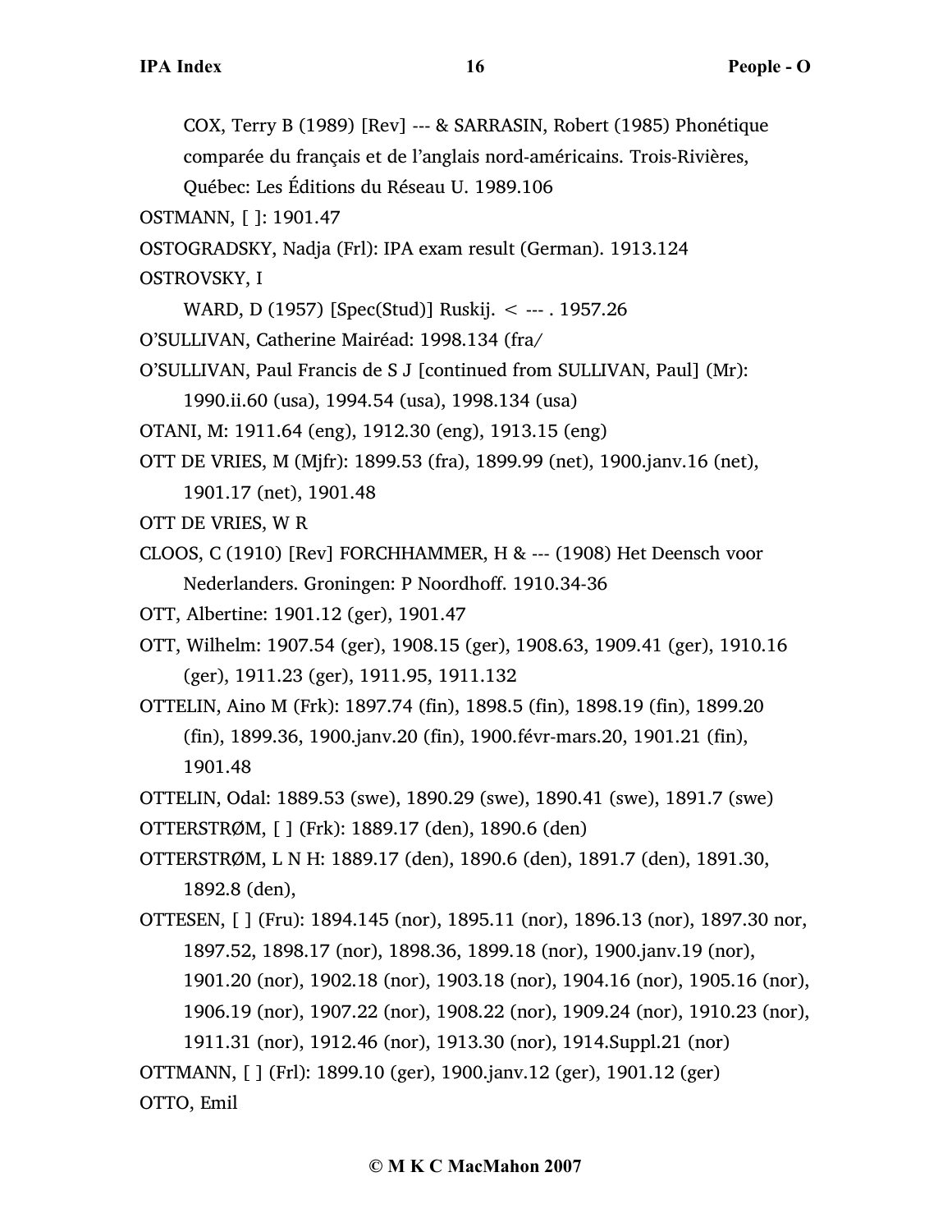COX, Terry B (1989) [Rev] --- & SARRASIN, Robert (1985) Phonétique comparée du français et de l'anglais nord-américains. Trois-Rivières, Québec: Les Éditions du Réseau U. 1989.106

OSTMANN, [ ]: 1901.47

OSTOGRADSKY, Nadja (Frl): IPA exam result (German). 1913.124

OSTROVSKY, I

WARD, D (1957) [Spec(Stud)] Ruskij. < --- . 1957.26

O'SULLIVAN, Catherine Mairéad: 1998.134 (fra/

O'SULLIVAN, Paul Francis de S J [continued from SULLIVAN, Paul] (Mr): 1990.ii.60 (usa), 1994.54 (usa), 1998.134 (usa)

OTANI, M: 1911.64 (eng), 1912.30 (eng), 1913.15 (eng)

OTT DE VRIES, M (Mjfr): 1899.53 (fra), 1899.99 (net), 1900.janv.16 (net), 1901.17 (net), 1901.48

OTT DE VRIES, W R

CLOOS, C (1910) [Rev] FORCHHAMMER, H & --- (1908) Het Deensch voor Nederlanders. Groningen: P Noordhoff. 1910.34-36

OTT, Albertine: 1901.12 (ger), 1901.47

OTT, Wilhelm: 1907.54 (ger), 1908.15 (ger), 1908.63, 1909.41 (ger), 1910.16 (ger), 1911.23 (ger), 1911.95, 1911.132

OTTELIN, Aino M (Frk): 1897.74 (fin), 1898.5 (fin), 1898.19 (fin), 1899.20 (fin), 1899.36, 1900.janv.20 (fin), 1900.févr-mars.20, 1901.21 (fin), 1901.48

OTTELIN, Odal: 1889.53 (swe), 1890.29 (swe), 1890.41 (swe), 1891.7 (swe)

OTTERSTRØM, [ ] (Frk): 1889.17 (den), 1890.6 (den)

OTTERSTRØM, L N H: 1889.17 (den), 1890.6 (den), 1891.7 (den), 1891.30, 1892.8 (den),

OTTESEN, [ ] (Fru): 1894.145 (nor), 1895.11 (nor), 1896.13 (nor), 1897.30 nor, 1897.52, 1898.17 (nor), 1898.36, 1899.18 (nor), 1900.janv.19 (nor), 1901.20 (nor), 1902.18 (nor), 1903.18 (nor), 1904.16 (nor), 1905.16 (nor), 1906.19 (nor), 1907.22 (nor), 1908.22 (nor), 1909.24 (nor), 1910.23 (nor), 1911.31 (nor), 1912.46 (nor), 1913.30 (nor), 1914.Suppl.21 (nor)

OTTMANN, [ ] (Frl): 1899.10 (ger), 1900.janv.12 (ger), 1901.12 (ger)

OTTO, Emil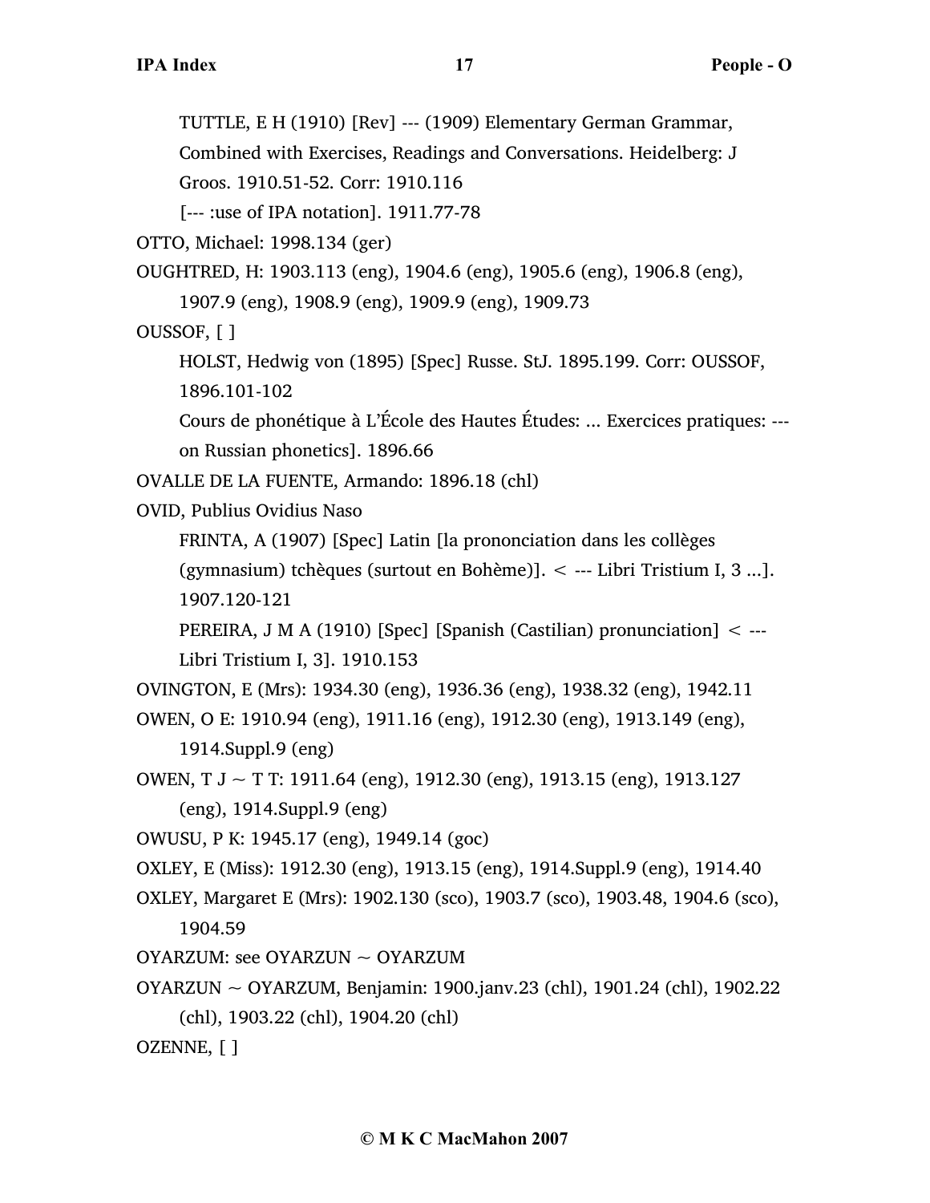TUTTLE, E H (1910) [Rev] --- (1909) Elementary German Grammar, Combined with Exercises, Readings and Conversations. Heidelberg: J Groos. 1910.51-52. Corr: 1910.116

[--- :use of IPA notation]. 1911.77-78

OTTO, Michael: 1998.134 (ger)

OUGHTRED, H: 1903.113 (eng), 1904.6 (eng), 1905.6 (eng), 1906.8 (eng), 1907.9 (eng), 1908.9 (eng), 1909.9 (eng), 1909.73

OUSSOF, [ ]

HOLST, Hedwig von (1895) [Spec] Russe. StJ. 1895.199. Corr: OUSSOF, 1896.101-102

Cours de phonétique à L'École des Hautes Études: ... Exercices pratiques: --- on Russian phonetics]. 1896.66

OVALLE DE LA FUENTE, Armando: 1896.18 (chl)

OVID, Publius Ovidius Naso

FRINTA, A (1907) [Spec] Latin [la prononciation dans les collèges (gymnasium) tchèques (surtout en Bohème)]. < --- Libri Tristium I, 3 ...]. 1907.120-121

PEREIRA, J M A (1910) [Spec] [Spanish (Castilian) pronunciation] < --- Libri Tristium I, 3]. 1910.153

OVINGTON, E (Mrs): 1934.30 (eng), 1936.36 (eng), 1938.32 (eng), 1942.11

OWEN, O E: 1910.94 (eng), 1911.16 (eng), 1912.30 (eng), 1913.149 (eng), 1914.Suppl.9 (eng)

OWEN, T J ~ T T: 1911.64 (eng), 1912.30 (eng), 1913.15 (eng), 1913.127 (eng), 1914.Suppl.9 (eng)

OWUSU, P K: 1945.17 (eng), 1949.14 (goc)

OXLEY, E (Miss): 1912.30 (eng), 1913.15 (eng), 1914.Suppl.9 (eng), 1914.40

OXLEY, Margaret E (Mrs): 1902.130 (sco), 1903.7 (sco), 1903.48, 1904.6 (sco), 1904.59

OYARZUM: see OYARZUN ~ OYARZUM

OYARZUN ~ OYARZUM, Benjamin: 1900.janv.23 (chl), 1901.24 (chl), 1902.22 (chl), 1903.22 (chl), 1904.20 (chl)

OZENNE, [ ]

© M K C MacMahon 2007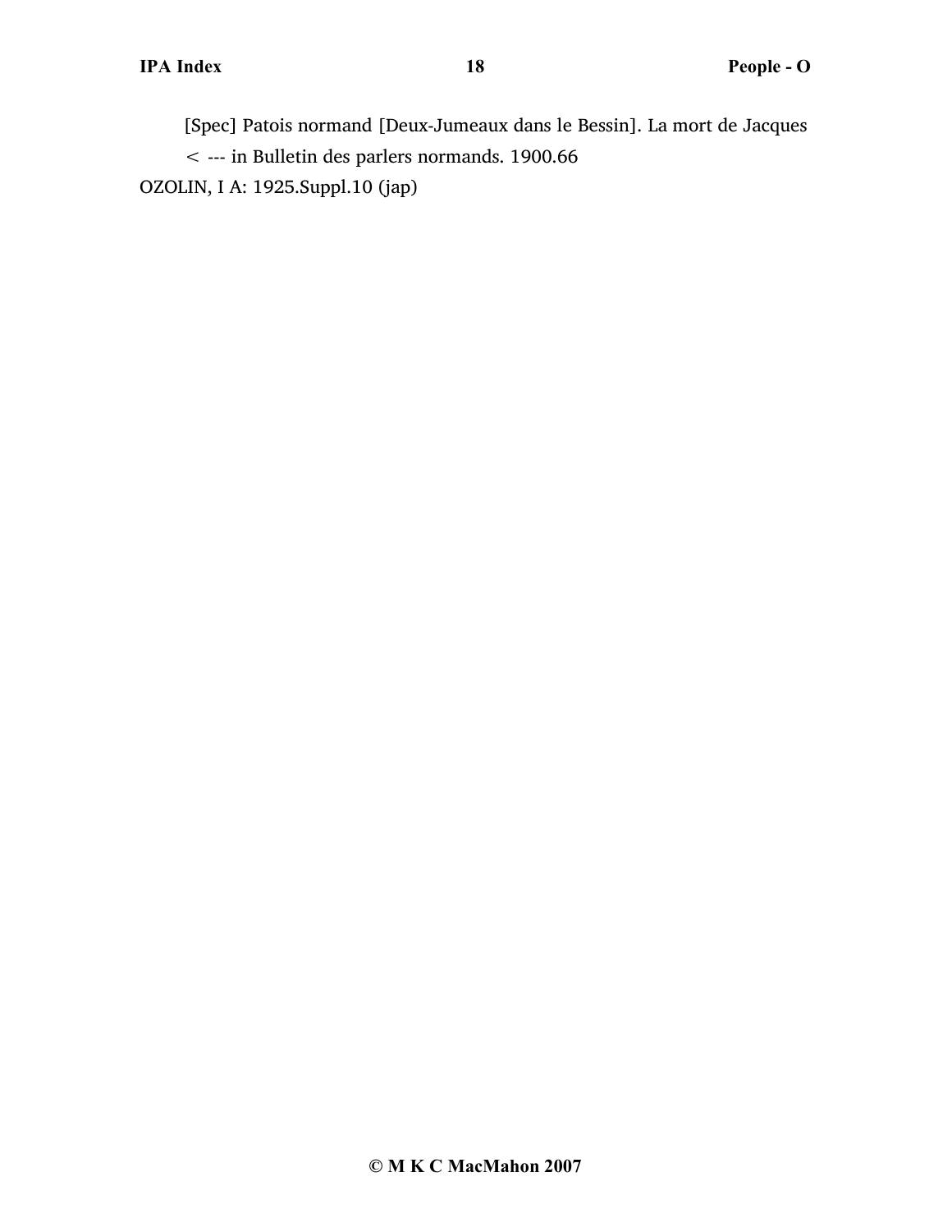[Spec] Patois normand [Deux-Jumeaux dans le Bessin]. La mort de Jacques

< --- in Bulletin des parlers normands. 1900.66

OZOLIN, I A: 1925.Suppl.10 (jap)